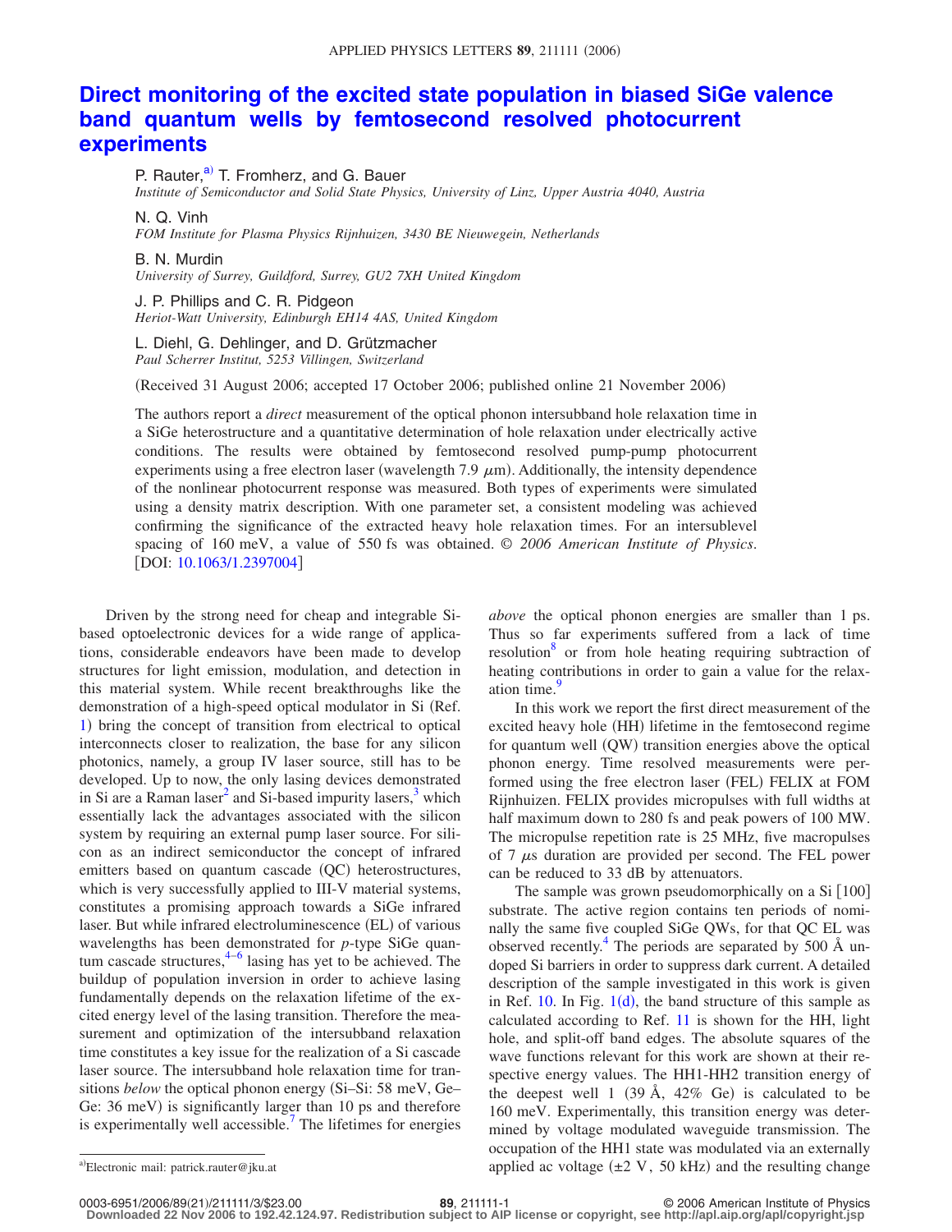# Direct monitoring of the excited state population in biased SiGe valence band quantum wells by femtosecond resolved photocurrent experiments

P. Rauter,[a] T. Fromherz, and G. Bauer
*Institute of Semiconductor and Solid State Physics, University of Linz, Upper Austria 4040, Austria*

N. Q. Vinh
*FOM Institute for Plasma Physics Rijnhuizen, 3430 BE Nieuwegein, Netherlands*

B. N. Murdin
*University of Surrey, Guildford, Surrey, GU2 7XH United Kingdom*

J. P. Phillips and C. R. Pidgeon
*Heriot-Watt University, Edinburgh EH14 4AS, United Kingdom*

L. Diehl, G. Dehlinger, and D. Grützmacher
*Paul Scherrer Institut, 5253 Villingen, Switzerland*

(Received 31 August 2006; accepted 17 October 2006; published online 21 November 2006)

The authors report a *direct* measurement of the optical phonon intersubband hole relaxation time in a SiGe heterostructure and a quantitative determination of hole relaxation under electrically active conditions. The results were obtained by femtosecond resolved pump-pump photocurrent experiments using a free electron laser (wavelength 7.9 μm). Additionally, the intensity dependence of the nonlinear photocurrent response was measured. Both types of experiments were simulated using a density matrix description. With one parameter set, a consistent modeling was achieved confirming the significance of the extracted heavy hole relaxation times. For an intersublevel spacing of 160 meV, a value of 550 fs was obtained. © *2006 American Institute of Physics*. [DOI: 10.1063/1.2397004]

Driven by the strong need for cheap and integrable Si-based optoelectronic devices for a wide range of applications, considerable endeavors have been made to develop structures for light emission, modulation, and detection in this material system. While recent breakthroughs like the demonstration of a high-speed optical modulator in Si (Ref. 1) bring the concept of transition from electrical to optical interconnects closer to realization, the base for any silicon photonics, namely, a group IV laser source, still has to be developed. Up to now, the only lasing devices demonstrated in Si are a Raman laser[2] and Si-based impurity lasers,[3] which essentially lack the advantages associated with the silicon system by requiring an external pump laser source. For silicon as an indirect semiconductor the concept of infrared emitters based on quantum cascade (QC) heterostructures, which is very successfully applied to III-V material systems, constitutes a promising approach towards a SiGe infrared laser. But while infrared electroluminescence (EL) of various wavelengths has been demonstrated for *p*-type SiGe quantum cascade structures,[4–6] lasing has yet to be achieved. The buildup of population inversion in order to achieve lasing fundamentally depends on the relaxation lifetime of the excited energy level of the lasing transition. Therefore the measurement and optimization of the intersubband relaxation time constitutes a key issue for the realization of a Si cascade laser source. The intersubband hole relaxation time for transitions *below* the optical phonon energy (Si–Si: 58 meV, Ge–Ge: 36 meV) is significantly larger than 10 ps and therefore is experimentally well accessible.[7] The lifetimes for energies *above* the optical phonon energies are smaller than 1 ps. Thus so far experiments suffered from a lack of time resolution[8] or from hole heating requiring subtraction of heating contributions in order to gain a value for the relaxation time.[9]

In this work we report the first direct measurement of the excited heavy hole (HH) lifetime in the femtosecond regime for quantum well (QW) transition energies above the optical phonon energy. Time resolved measurements were performed using the free electron laser (FEL) FELIX at FOM Rijnhuizen. FELIX provides micropulses with full widths at half maximum down to 280 fs and peak powers of 100 MW. The micropulse repetition rate is 25 MHz, five macropulses of 7 μs duration are provided per second. The FEL power can be reduced to 33 dB by attenuators.

The sample was grown pseudomorphically on a Si [100] substrate. The active region contains ten periods of nominally the same five coupled SiGe QWs, for that QC EL was observed recently.[4] The periods are separated by 500 Å undoped Si barriers in order to suppress dark current. A detailed description of the sample investigated in this work is given in Ref. 10. In Fig. 1(d), the band structure of this sample as calculated according to Ref. 11 is shown for the HH, light hole, and split-off band edges. The absolute squares of the wave functions relevant for this work are shown at their respective energy values. The HH1-HH2 transition energy of the deepest well 1 (39 Å, 42% Ge) is calculated to be 160 meV. Experimentally, this transition energy was determined by voltage modulated waveguide transmission. The occupation of the HH1 state was modulated via an externally applied ac voltage (±2 V, 50 kHz) and the resulting change

[a]Electronic mail: patrick.rauter@jku.at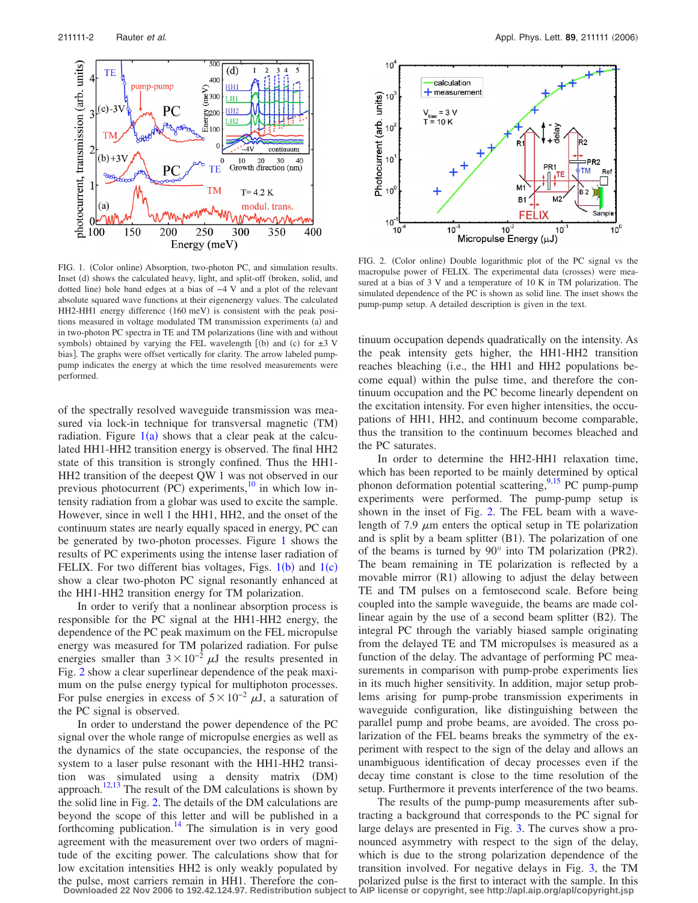FIG. 1. (Color online) Absorption, two-photon PC, and simulation results. Inset (d) shows the calculated heavy, light, and split-off (broken, solid, and dotted line) hole band edges at a bias of −4 V and a plot of the relevant absolute squared wave functions at their eigenenergy values. The calculated HH2-HH1 energy difference (160 meV) is consistent with the peak positions measured in voltage modulated TM transmission experiments (a) and in two-photon PC spectra in TE and TM polarizations (line with and without symbols) obtained by varying the FEL wavelength [(b) and (c) for ±3 V bias]. The graphs were offset vertically for clarity. The arrow labeled pump-pump indicates the energy at which the time resolved measurements were performed.

FIG. 2. (Color online) Double logarithmic plot of the PC signal vs the macropulse power of FELIX. The experimental data (crosses) were measured at a bias of 3 V and a temperature of 10 K in TM polarization. The simulated dependence of the PC is shown as solid line. The inset shows the pump-pump setup. A detailed description is given in the text.

of the spectrally resolved waveguide transmission was measured via lock-in technique for transversal magnetic (TM) radiation. Figure 1(a) shows that a clear peak at the calculated HH1-HH2 transition energy is observed. The final HH2 state of this transition is strongly confined. Thus the HH1-HH2 transition of the deepest QW 1 was not observed in our previous photocurrent (PC) experiments,[10] in which low intensity radiation from a globar was used to excite the sample. However, since in well 1 the HH1, HH2, and the onset of the continuum states are nearly equally spaced in energy, PC can be generated by two-photon processes. Figure 1 shows the results of PC experiments using the intense laser radiation of FELIX. For two different bias voltages, Figs. 1(b) and 1(c) show a clear two-photon PC signal resonantly enhanced at the HH1-HH2 transition energy for TM polarization.

In order to verify that a nonlinear absorption process is responsible for the PC signal at the HH1-HH2 energy, the dependence of the PC peak maximum on the FEL micropulse energy was measured for TM polarized radiation. For pulse energies smaller than $3\times10^{-2}$ $\mu$J the results presented in Fig. 2 show a clear superlinear dependence of the peak maximum on the pulse energy typical for multiphoton processes. For pulse energies in excess of $5\times10^{-2}$ $\mu$J, a saturation of the PC signal is observed.

In order to understand the power dependence of the PC signal over the whole range of micropulse energies as well as the dynamics of the state occupancies, the response of the system to a laser pulse resonant with the HH1-HH2 transition was simulated using a density matrix (DM) approach.[12,13] The result of the DM calculations is shown by the solid line in Fig. 2. The details of the DM calculations are beyond the scope of this letter and will be published in a forthcoming publication.[14] The simulation is in very good agreement with the measurement over two orders of magnitude of the exciting power. The calculations show that for low excitation intensities HH2 is only weakly populated by the pulse, most carriers remain in HH1. Therefore the continuum occupation depends quadratically on the intensity. As the peak intensity gets higher, the HH1-HH2 transition reaches bleaching (i.e., the HH1 and HH2 populations become equal) within the pulse time, and therefore the continuum occupation and the PC become linearly dependent on the excitation intensity. For even higher intensities, the occupations of HH1, HH2, and continuum become comparable, thus the transition to the continuum becomes bleached and the PC saturates.

In order to determine the HH2-HH1 relaxation time, which has been reported to be mainly determined by optical phonon deformation potential scattering,[9,15] PC pump-pump experiments were performed. The pump-pump setup is shown in the inset of Fig. 2. The FEL beam with a wavelength of 7.9 $\mu$m enters the optical setup in TE polarization and is split by a beam splitter (B1). The polarization of one of the beams is turned by 90° into TM polarization (PR2). The beam remaining in TE polarization is reflected by a movable mirror (R1) allowing to adjust the delay between TE and TM pulses on a femtosecond scale. Before being coupled into the sample waveguide, the beams are made collinear again by the use of a second beam splitter (B2). The integral PC through the variably biased sample originating from the delayed TE and TM micropulses is measured as a function of the delay. The advantage of performing PC measurements in comparison with pump-probe experiments lies in its much higher sensitivity. In addition, major setup problems arising for pump-probe transmission experiments in waveguide configuration, like distinguishing between the parallel pump and probe beams, are avoided. The cross polarization of the FEL beams breaks the symmetry of the experiment with respect to the sign of the delay and allows an unambiguous identification of decay processes even if the decay time constant is close to the time resolution of the setup. Furthermore it prevents interference of the two beams.

The results of the pump-pump measurements after subtracting a background that corresponds to the PC signal for large delays are presented in Fig. 3. The curves show a pronounced asymmetry with respect to the sign of the delay, which is due to the strong polarization dependence of the transition involved. For negative delays in Fig. 3, the TM polarized pulse is the first to interact with the sample. In this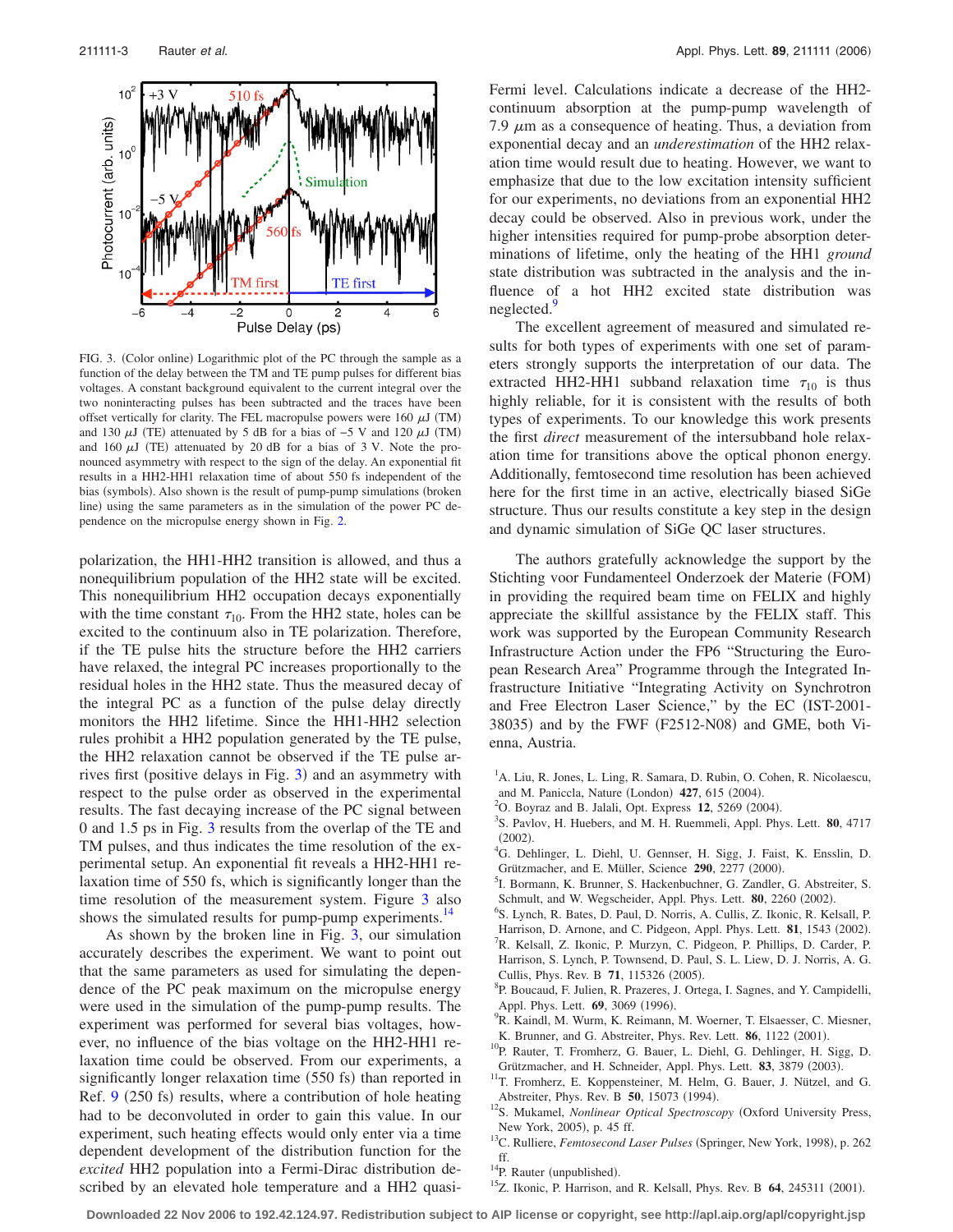10^2
+3 V
510 fs
10^0
Simulation
−5 V
10^−2
560 fs
10^−4
TM first
TE first
−6 −4 −2 0 2 4 6
Pulse Delay (ps)
Photocurrent (arb. units)

FIG. 3. (Color online) Logarithmic plot of the PC through the sample as a function of the delay between the TM and TE pump pulses for different bias voltages. A constant background equivalent to the current integral over the two noninteracting pulses has been subtracted and the traces have been offset vertically for clarity. The FEL macropulse powers were 160 $\mu$J (TM) and 130 $\mu$J (TE) attenuated by 5 dB for a bias of −5 V and 120 $\mu$J (TM) and 160 $\mu$J (TE) attenuated by 20 dB for a bias of 3 V. Note the pronounced asymmetry with respect to the sign of the delay. An exponential fit results in a HH2-HH1 relaxation time of about 550 fs independent of the bias (symbols). Also shown is the result of pump-pump simulations (broken line) using the same parameters as in the simulation of the power PC dependence on the micropulse energy shown in Fig. 2.

polarization, the HH1-HH2 transition is allowed, and thus a nonequilibrium population of the HH2 state will be excited. This nonequilibrium HH2 occupation decays exponentially with the time constant $\tau_{10}$. From the HH2 state, holes can be excited to the continuum also in TE polarization. Therefore, if the TE pulse hits the structure before the HH2 carriers have relaxed, the integral PC increases proportionally to the residual holes in the HH2 state. Thus the measured decay of the integral PC as a function of the pulse delay directly monitors the HH2 lifetime. Since the HH1-HH2 selection rules prohibit a HH2 population generated by the TE pulse, the HH2 relaxation cannot be observed if the TE pulse arrives first (positive delays in Fig. 3) and an asymmetry with respect to the pulse order as observed in the experimental results. The fast decaying increase of the PC signal between 0 and 1.5 ps in Fig. 3 results from the overlap of the TE and TM pulses, and thus indicates the time resolution of the experimental setup. An exponential fit reveals a HH2-HH1 relaxation time of 550 fs, which is significantly longer than the time resolution of the measurement system. Figure 3 also shows the simulated results for pump-pump experiments.[14]

As shown by the broken line in Fig. 3, our simulation accurately describes the experiment. We want to point out that the same parameters as used for simulating the dependence of the PC peak maximum on the micropulse energy were used in the simulation of the pump-pump results. The experiment was performed for several bias voltages, however, no influence of the bias voltage on the HH2-HH1 relaxation time could be observed. From our experiments, a significantly longer relaxation time (550 fs) than reported in Ref. 9 (250 fs) results, where a contribution of hole heating had to be deconvoluted in order to gain this value. In our experiment, such heating effects would only enter via a time dependent development of the distribution function for the *excited* HH2 population into a Fermi-Dirac distribution described by an elevated hole temperature and a HH2 quasi-Fermi level. Calculations indicate a decrease of the HH2-continuum absorption at the pump-pump wavelength of 7.9 $\mu$m as a consequence of heating. Thus, a deviation from exponential decay and an *underestimation* of the HH2 relaxation time would result due to heating. However, we want to emphasize that due to the low excitation intensity sufficient for our experiments, no deviations from an exponential HH2 decay could be observed. Also in previous work, under the higher intensities required for pump-probe absorption determinations of lifetime, only the heating of the HH1 *ground* state distribution was subtracted in the analysis and the influence of a hot HH2 excited state distribution was neglected.[9]

The excellent agreement of measured and simulated results for both types of experiments with one set of parameters strongly supports the interpretation of our data. The extracted HH2-HH1 subband relaxation time $\tau_{10}$ is thus highly reliable, for it is consistent with the results of both types of experiments. To our knowledge this work presents the first *direct* measurement of the intersubband hole relaxation time for transitions above the optical phonon energy. Additionally, femtosecond time resolution has been achieved here for the first time in an active, electrically biased SiGe structure. Thus our results constitute a key step in the design and dynamic simulation of SiGe QC laser structures.

The authors gratefully acknowledge the support by the Stichting voor Fundamenteel Onderzoek der Materie (FOM) in providing the required beam time on FELIX and highly appreciate the skillful assistance by the FELIX staff. This work was supported by the European Community Research Infrastructure Action under the FP6 "Structuring the European Research Area" Programme through the Integrated Infrastructure Initiative "Integrating Activity on Synchrotron and Free Electron Laser Science," by the EC (IST-2001-38035) and by the FWF (F2512-N08) and GME, both Vienna, Austria.

[1] A. Liu, R. Jones, L. Ling, R. Samara, D. Rubin, O. Cohen, R. Nicolaescu, and M. Paniccia, Nature (London) **427**, 615 (2004).
[2] O. Boyraz and B. Jalali, Opt. Express **12**, 5269 (2004).
[3] S. Pavlov, H. Huebers, and M. H. Ruemmeli, Appl. Phys. Lett. **80**, 4717 (2002).
[4] G. Dehlinger, L. Diehl, U. Gennser, H. Sigg, J. Faist, K. Ensslin, D. Grützmacher, and E. Müller, Science **290**, 2277 (2000).
[5] I. Bormann, K. Brunner, S. Hackenbuchner, G. Zandler, G. Abstreiter, S. Schmult, and W. Wegscheider, Appl. Phys. Lett. **80**, 2260 (2002).
[6] S. Lynch, R. Bates, D. Paul, D. Norris, A. Cullis, Z. Ikonic, R. Kelsall, P. Harrison, D. Arnone, and C. Pidgeon, Appl. Phys. Lett. **81**, 1543 (2002).
[7] R. Kelsall, Z. Ikonic, P. Murzyn, C. Pidgeon, P. Phillips, D. Carder, P. Harrison, S. Lynch, P. Townsend, D. Paul, S. L. Liew, D. J. Norris, A. G. Cullis, Phys. Rev. B **71**, 115326 (2005).
[8] P. Boucaud, F. Julien, R. Prazeres, J. Ortega, I. Sagnes, and Y. Campidelli, Appl. Phys. Lett. **69**, 3069 (1996).
[9] R. Kaindl, M. Wurm, K. Reimann, M. Woerner, T. Elsaesser, C. Miesner, K. Brunner, and G. Abstreiter, Phys. Rev. Lett. **86**, 1122 (2001).
[10] P. Rauter, T. Fromherz, G. Bauer, L. Diehl, G. Dehlinger, H. Sigg, D. Grützmacher, and H. Schneider, Appl. Phys. Lett. **83**, 3879 (2003).
[11] T. Fromherz, E. Koppensteiner, M. Helm, G. Bauer, J. Nützel, and G. Abstreiter, Phys. Rev. B **50**, 15073 (1994).
[12] S. Mukamel, *Nonlinear Optical Spectroscopy* (Oxford University Press, New York, 2005), p. 45 ff.
[13] C. Rulliere, *Femtosecond Laser Pulses* (Springer, New York, 1998), p. 262 ff.
[14] P. Rauter (unpublished).
[15] Z. Ikonic, P. Harrison, and R. Kelsall, Phys. Rev. B **64**, 245311 (2001).